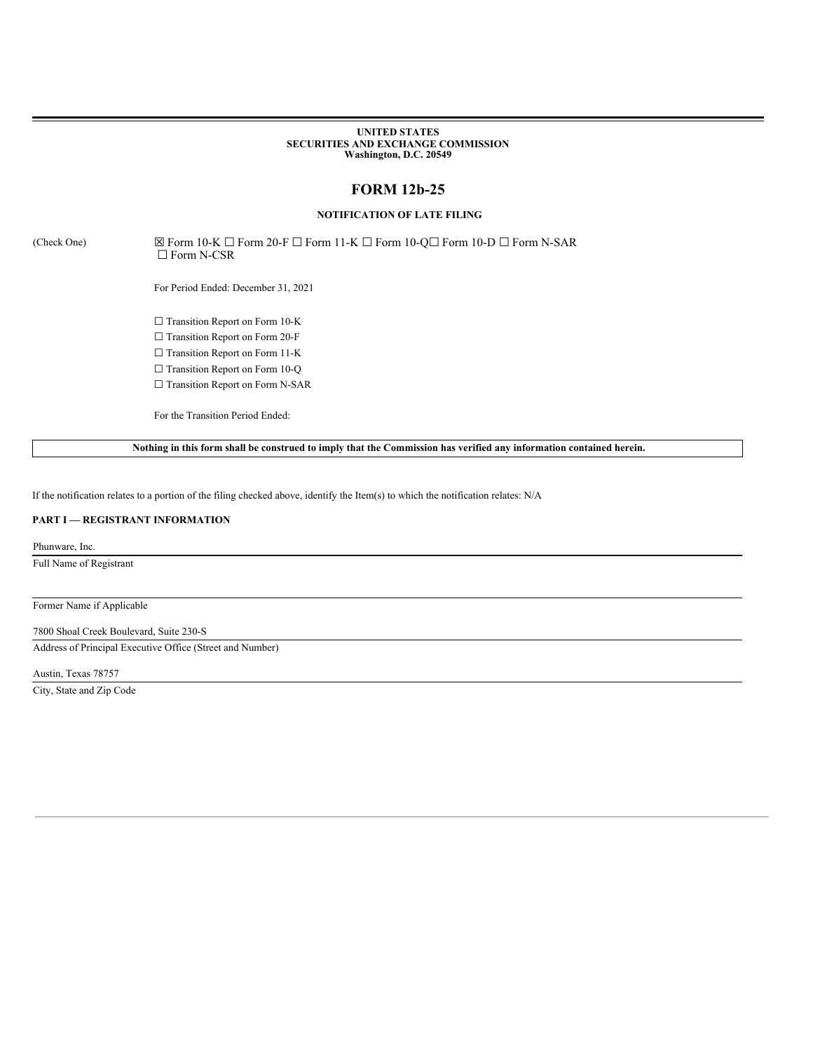**UNITED STATES**
**SECURITIES AND EXCHANGE COMMISSION**
**Washington, D.C. 20549**

# FORM 12b-25

**NOTIFICATION OF LATE FILING**

(Check One) ☒ Form 10-K ☐ Form 20-F ☐ Form 11-K ☐ Form 10-Q☐ Form 10-D ☐ Form N-SAR ☐ Form N-CSR

For Period Ended: December 31, 2021

☐ Transition Report on Form 10-K

☐ Transition Report on Form 20-F

☐ Transition Report on Form 11-K

☐ Transition Report on Form 10-Q

☐ Transition Report on Form N-SAR

For the Transition Period Ended:

**Nothing in this form shall be construed to imply that the Commission has verified any information contained herein.**

If the notification relates to a portion of the filing checked above, identify the Item(s) to which the notification relates: N/A

**PART I — REGISTRANT INFORMATION**

Phunware, Inc.

Full Name of Registrant

Former Name if Applicable

7800 Shoal Creek Boulevard, Suite 230-S

Address of Principal Executive Office (Street and Number)

Austin, Texas 78757

City, State and Zip Code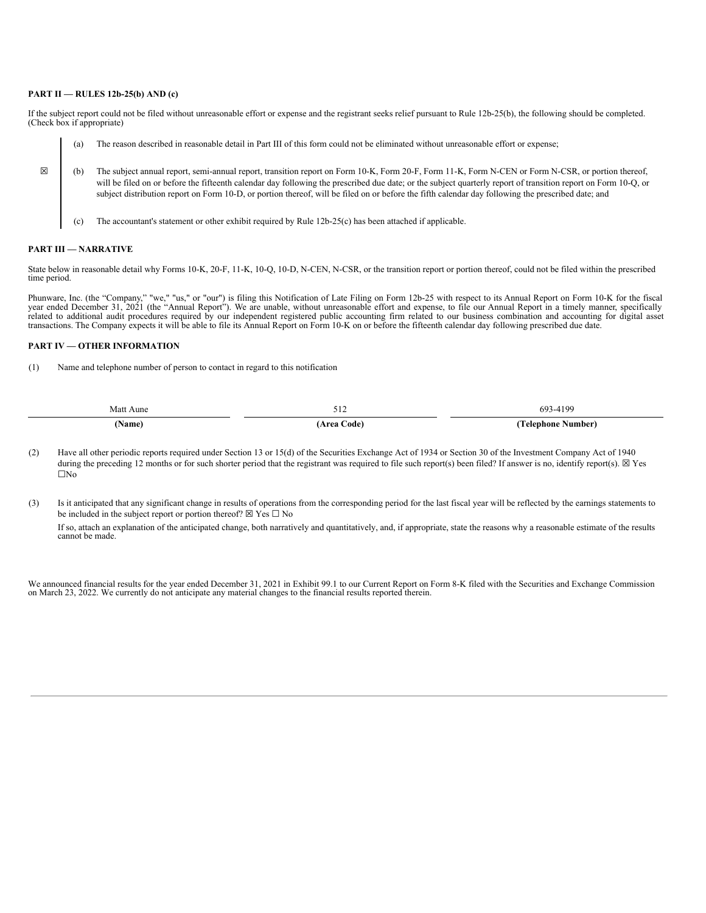**PART II — RULES 12b-25(b) AND (c)**

If the subject report could not be filed without unreasonable effort or expense and the registrant seeks relief pursuant to Rule 12b-25(b), the following should be completed. (Check box if appropriate)

☒

(a) The reason described in reasonable detail in Part III of this form could not be eliminated without unreasonable effort or expense;

(b) The subject annual report, semi-annual report, transition report on Form 10-K, Form 20-F, Form 11-K, Form N-CEN or Form N-CSR, or portion thereof, will be filed on or before the fifteenth calendar day following the prescribed due date; or the subject quarterly report of transition report on Form 10-Q, or subject distribution report on Form 10-D, or portion thereof, will be filed on or before the fifth calendar day following the prescribed date; and

(c) The accountant's statement or other exhibit required by Rule 12b-25(c) has been attached if applicable.

**PART III — NARRATIVE**

State below in reasonable detail why Forms 10-K, 20-F, 11-K, 10-Q, 10-D, N-CEN, N-CSR, or the transition report or portion thereof, could not be filed within the prescribed time period.

Phunware, Inc. (the "Company," "we," "us," or "our") is filing this Notification of Late Filing on Form 12b-25 with respect to its Annual Report on Form 10-K for the fiscal year ended December 31, 2021 (the "Annual Report"). We are unable, without unreasonable effort and expense, to file our Annual Report in a timely manner, specifically related to additional audit procedures required by our independent registered public accounting firm related to our business combination and accounting for digital asset transactions. The Company expects it will be able to file its Annual Report on Form 10-K on or before the fifteenth calendar day following prescribed due date.

**PART IV — OTHER INFORMATION**

(1) Name and telephone number of person to contact in regard to this notification

| Matt Aune | 512 | 693-4199 |
|---|---|---|
| **(Name)** | **(Area Code)** | **(Telephone Number)** |

(2) Have all other periodic reports required under Section 13 or 15(d) of the Securities Exchange Act of 1934 or Section 30 of the Investment Company Act of 1940 during the preceding 12 months or for such shorter period that the registrant was required to file such report(s) been filed? If answer is no, identify report(s). ☒ Yes ☐No

(3) Is it anticipated that any significant change in results of operations from the corresponding period for the last fiscal year will be reflected by the earnings statements to be included in the subject report or portion thereof? ☒ Yes ☐ No

If so, attach an explanation of the anticipated change, both narratively and quantitatively, and, if appropriate, state the reasons why a reasonable estimate of the results cannot be made.

We announced financial results for the year ended December 31, 2021 in Exhibit 99.1 to our Current Report on Form 8-K filed with the Securities and Exchange Commission on March 23, 2022. We currently do not anticipate any material changes to the financial results reported therein.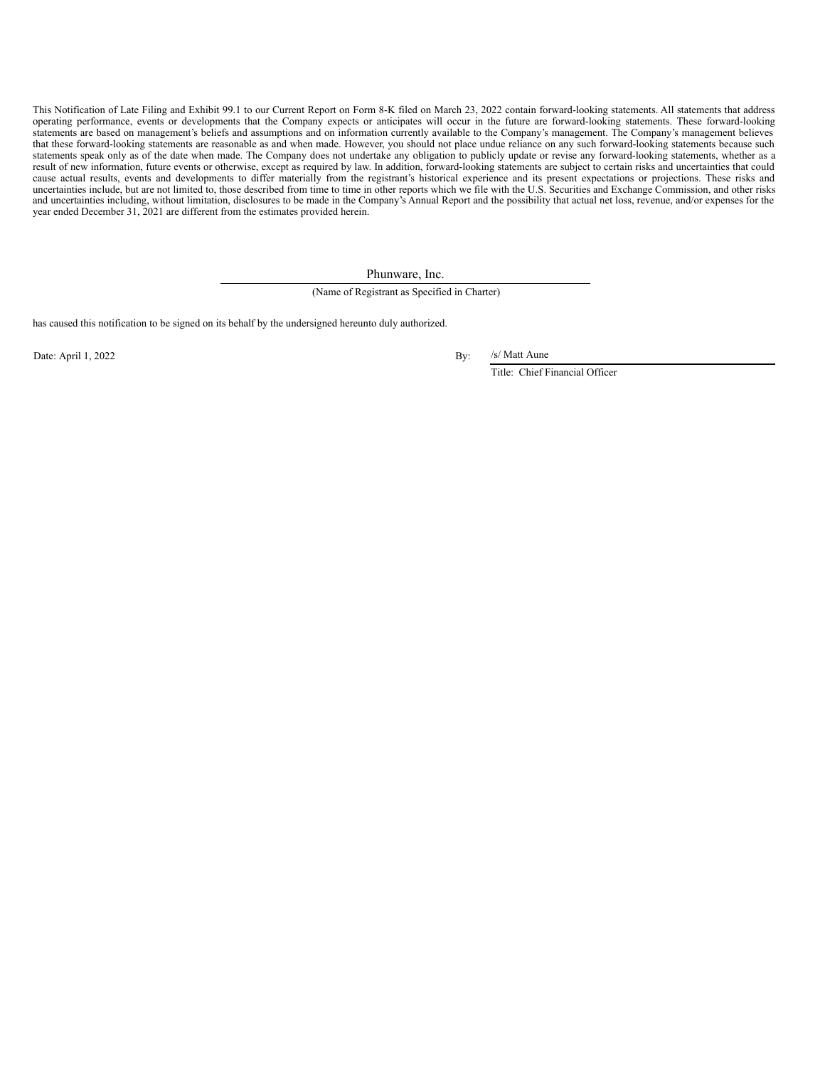This Notification of Late Filing and Exhibit 99.1 to our Current Report on Form 8-K filed on March 23, 2022 contain forward-looking statements. All statements that address operating performance, events or developments that the Company expects or anticipates will occur in the future are forward-looking statements. These forward-looking statements are based on management's beliefs and assumptions and on information currently available to the Company's management. The Company's management believes that these forward-looking statements are reasonable as and when made. However, you should not place undue reliance on any such forward-looking statements because such statements speak only as of the date when made. The Company does not undertake any obligation to publicly update or revise any forward-looking statements, whether as a result of new information, future events or otherwise, except as required by law. In addition, forward-looking statements are subject to certain risks and uncertainties that could cause actual results, events and developments to differ materially from the registrant's historical experience and its present expectations or projections. These risks and uncertainties include, but are not limited to, those described from time to time in other reports which we file with the U.S. Securities and Exchange Commission, and other risks and uncertainties including, without limitation, disclosures to be made in the Company's Annual Report and the possibility that actual net loss, revenue, and/or expenses for the year ended December 31, 2021 are different from the estimates provided herein.

Phunware, Inc.

(Name of Registrant as Specified in Charter)

has caused this notification to be signed on its behalf by the undersigned hereunto duly authorized.

Date: April 1, 2022

By: /s/ Matt Aune

Title: Chief Financial Officer